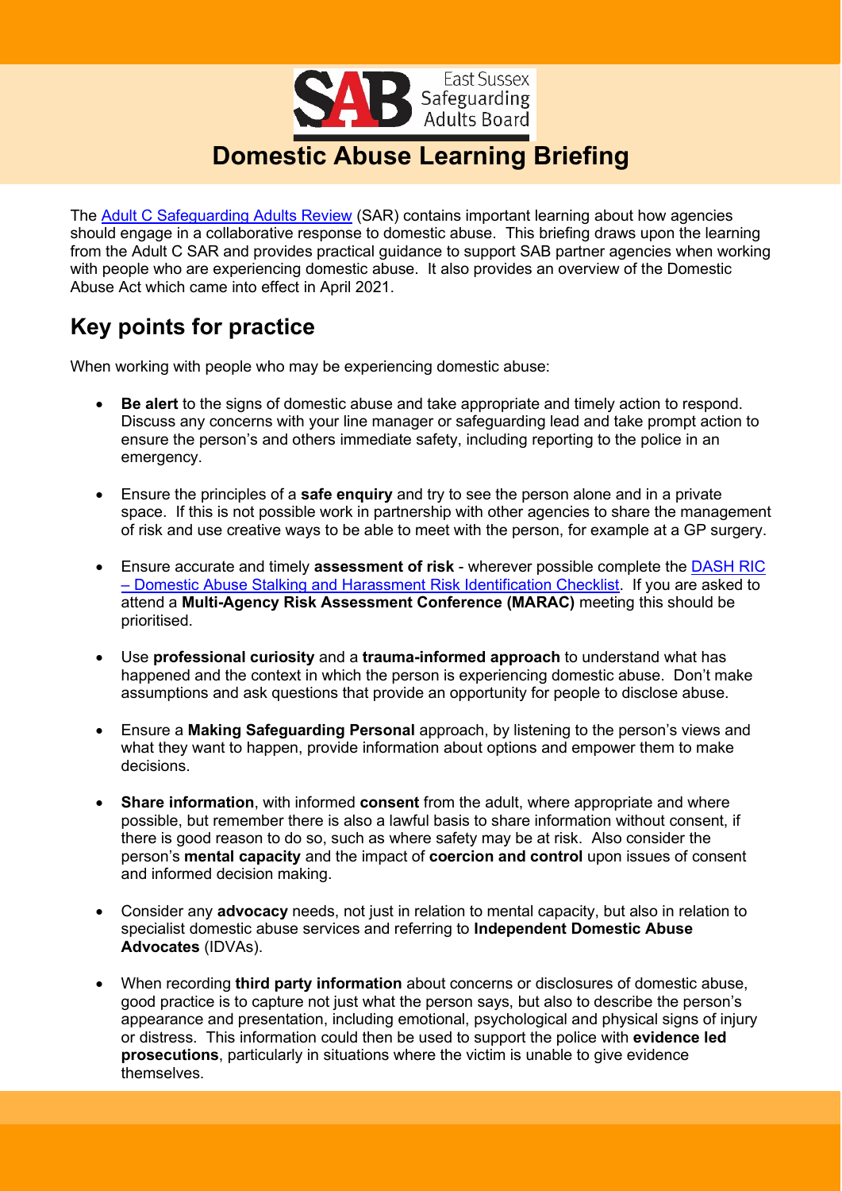East Sussex Safeguarding Adults Board

# Domestic Abuse Learning Briefing

The [Adult C Safeguarding Adults Review]() (SAR) contains important learning about how agencies should engage in a collaborative response to domestic abuse. This briefing draws upon the learning from the Adult C SAR and provides practical guidance to support SAB partner agencies when working with people who are experiencing domestic abuse. It also provides an overview of the Domestic Abuse Act which came into effect in April 2021.

## Key points for practice

When working with people who may be experiencing domestic abuse:

- **Be alert** to the signs of domestic abuse and take appropriate and timely action to respond. Discuss any concerns with your line manager or safeguarding lead and take prompt action to ensure the person's and others immediate safety, including reporting to the police in an emergency.

- Ensure the principles of a **safe enquiry** and try to see the person alone and in a private space. If this is not possible work in partnership with other agencies to share the management of risk and use creative ways to be able to meet with the person, for example at a GP surgery.

- Ensure accurate and timely **assessment of risk** - wherever possible complete the [DASH RIC – Domestic Abuse Stalking and Harassment Risk Identification Checklist](). If you are asked to attend a **Multi-Agency Risk Assessment Conference (MARAC)** meeting this should be prioritised.

- Use **professional curiosity** and a **trauma-informed approach** to understand what has happened and the context in which the person is experiencing domestic abuse. Don't make assumptions and ask questions that provide an opportunity for people to disclose abuse.

- Ensure a **Making Safeguarding Personal** approach, by listening to the person's views and what they want to happen, provide information about options and empower them to make decisions.

- **Share information**, with informed **consent** from the adult, where appropriate and where possible, but remember there is also a lawful basis to share information without consent, if there is good reason to do so, such as where safety may be at risk. Also consider the person's **mental capacity** and the impact of **coercion and control** upon issues of consent and informed decision making.

- Consider any **advocacy** needs, not just in relation to mental capacity, but also in relation to specialist domestic abuse services and referring to **Independent Domestic Abuse Advocates** (IDVAs).

- When recording **third party information** about concerns or disclosures of domestic abuse, good practice is to capture not just what the person says, but also to describe the person's appearance and presentation, including emotional, psychological and physical signs of injury or distress. This information could then be used to support the police with **evidence led prosecutions**, particularly in situations where the victim is unable to give evidence themselves.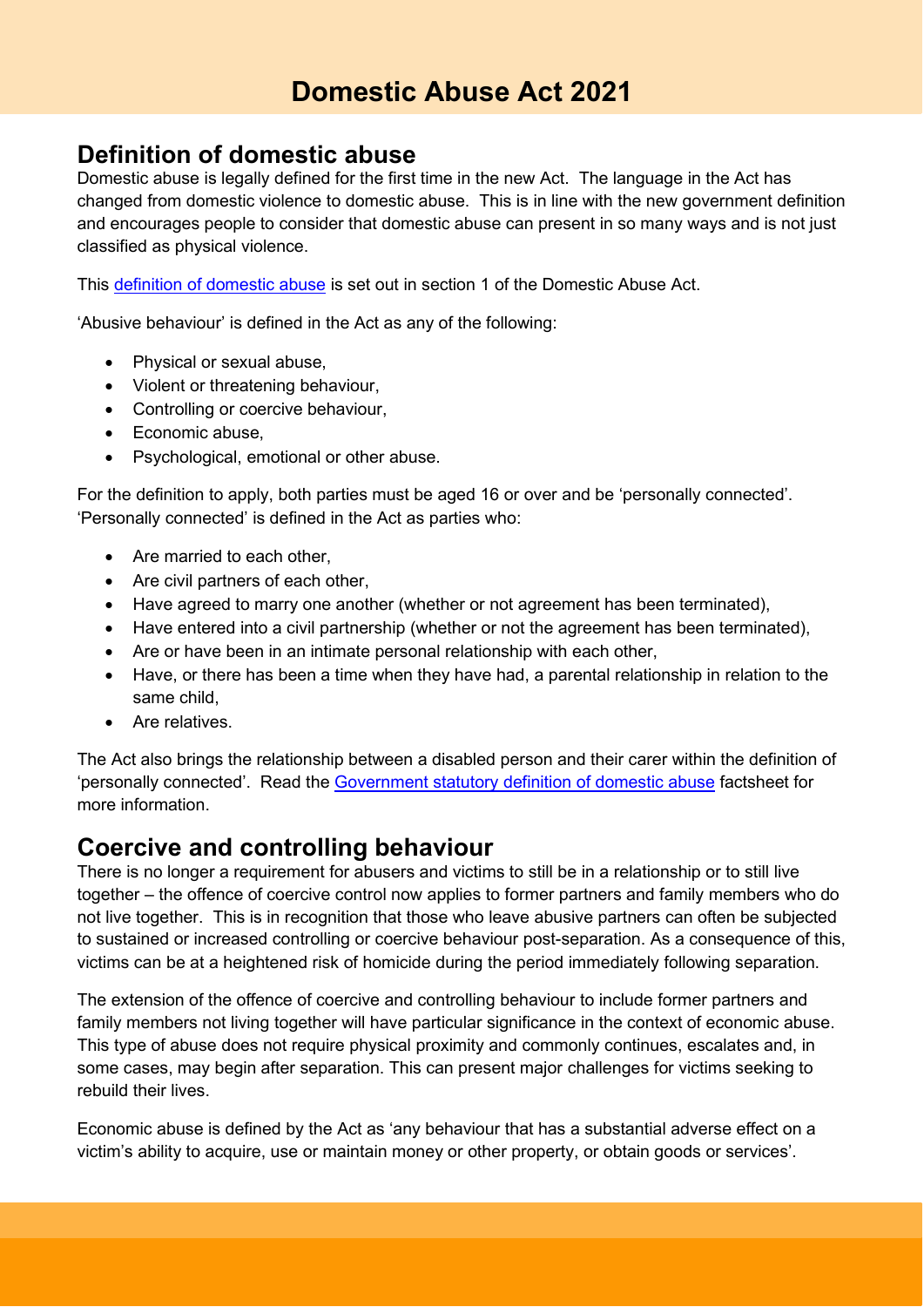# Domestic Abuse Act 2021

## Definition of domestic abuse

Domestic abuse is legally defined for the first time in the new Act. The language in the Act has changed from domestic violence to domestic abuse. This is in line with the new government definition and encourages people to consider that domestic abuse can present in so many ways and is not just classified as physical violence.

This [definition of domestic abuse](#) is set out in section 1 of the Domestic Abuse Act.

'Abusive behaviour' is defined in the Act as any of the following:

- Physical or sexual abuse,
- Violent or threatening behaviour,
- Controlling or coercive behaviour,
- Economic abuse,
- Psychological, emotional or other abuse.

For the definition to apply, both parties must be aged 16 or over and be 'personally connected'. 'Personally connected' is defined in the Act as parties who:

- Are married to each other,
- Are civil partners of each other,
- Have agreed to marry one another (whether or not agreement has been terminated),
- Have entered into a civil partnership (whether or not the agreement has been terminated),
- Are or have been in an intimate personal relationship with each other,
- Have, or there has been a time when they have had, a parental relationship in relation to the same child,
- Are relatives.

The Act also brings the relationship between a disabled person and their carer within the definition of 'personally connected'. Read the [Government statutory definition of domestic abuse](#) factsheet for more information.

## Coercive and controlling behaviour

There is no longer a requirement for abusers and victims to still be in a relationship or to still live together – the offence of coercive control now applies to former partners and family members who do not live together. This is in recognition that those who leave abusive partners can often be subjected to sustained or increased controlling or coercive behaviour post-separation. As a consequence of this, victims can be at a heightened risk of homicide during the period immediately following separation.

The extension of the offence of coercive and controlling behaviour to include former partners and family members not living together will have particular significance in the context of economic abuse. This type of abuse does not require physical proximity and commonly continues, escalates and, in some cases, may begin after separation. This can present major challenges for victims seeking to rebuild their lives.

Economic abuse is defined by the Act as 'any behaviour that has a substantial adverse effect on a victim's ability to acquire, use or maintain money or other property, or obtain goods or services'.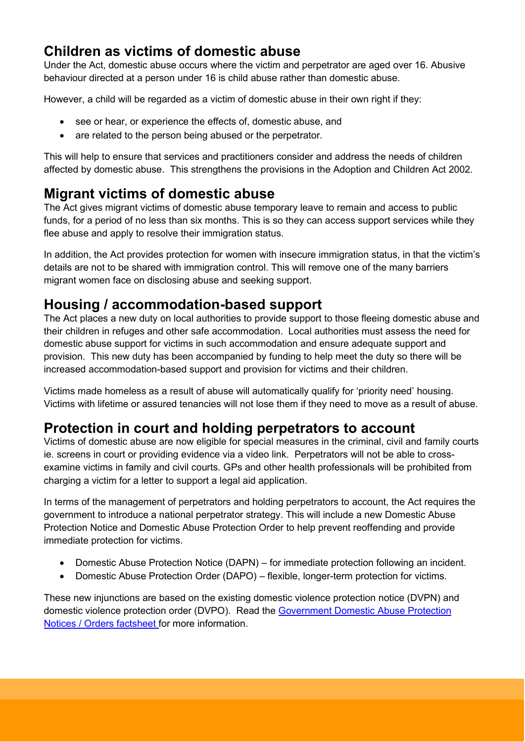## Children as victims of domestic abuse

Under the Act, domestic abuse occurs where the victim and perpetrator are aged over 16. Abusive behaviour directed at a person under 16 is child abuse rather than domestic abuse.

However, a child will be regarded as a victim of domestic abuse in their own right if they:

- see or hear, or experience the effects of, domestic abuse, and
- are related to the person being abused or the perpetrator.

This will help to ensure that services and practitioners consider and address the needs of children affected by domestic abuse. This strengthens the provisions in the Adoption and Children Act 2002.

## Migrant victims of domestic abuse

The Act gives migrant victims of domestic abuse temporary leave to remain and access to public funds, for a period of no less than six months. This is so they can access support services while they flee abuse and apply to resolve their immigration status.

In addition, the Act provides protection for women with insecure immigration status, in that the victim's details are not to be shared with immigration control. This will remove one of the many barriers migrant women face on disclosing abuse and seeking support.

## Housing / accommodation-based support

The Act places a new duty on local authorities to provide support to those fleeing domestic abuse and their children in refuges and other safe accommodation. Local authorities must assess the need for domestic abuse support for victims in such accommodation and ensure adequate support and provision. This new duty has been accompanied by funding to help meet the duty so there will be increased accommodation-based support and provision for victims and their children.

Victims made homeless as a result of abuse will automatically qualify for 'priority need' housing. Victims with lifetime or assured tenancies will not lose them if they need to move as a result of abuse.

## Protection in court and holding perpetrators to account

Victims of domestic abuse are now eligible for special measures in the criminal, civil and family courts ie. screens in court or providing evidence via a video link. Perpetrators will not be able to cross-examine victims in family and civil courts. GPs and other health professionals will be prohibited from charging a victim for a letter to support a legal aid application.

In terms of the management of perpetrators and holding perpetrators to account, the Act requires the government to introduce a national perpetrator strategy. This will include a new Domestic Abuse Protection Notice and Domestic Abuse Protection Order to help prevent reoffending and provide immediate protection for victims.

- Domestic Abuse Protection Notice (DAPN) – for immediate protection following an incident.
- Domestic Abuse Protection Order (DAPO) – flexible, longer-term protection for victims.

These new injunctions are based on the existing domestic violence protection notice (DVPN) and domestic violence protection order (DVPO). Read the Government Domestic Abuse Protection Notices / Orders factsheet for more information.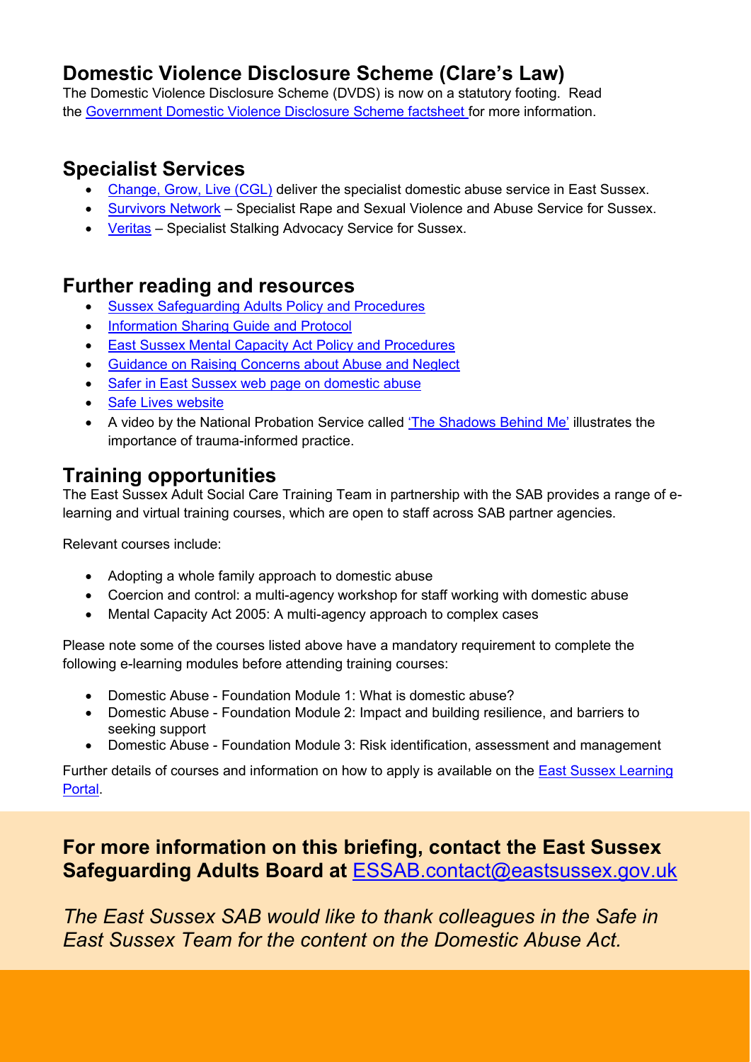## Domestic Violence Disclosure Scheme (Clare's Law)

The Domestic Violence Disclosure Scheme (DVDS) is now on a statutory footing. Read the Government Domestic Violence Disclosure Scheme factsheet for more information.

## Specialist Services

- Change, Grow, Live (CGL) deliver the specialist domestic abuse service in East Sussex.
- Survivors Network – Specialist Rape and Sexual Violence and Abuse Service for Sussex.
- Veritas – Specialist Stalking Advocacy Service for Sussex.

## Further reading and resources

- Sussex Safeguarding Adults Policy and Procedures
- Information Sharing Guide and Protocol
- East Sussex Mental Capacity Act Policy and Procedures
- Guidance on Raising Concerns about Abuse and Neglect
- Safer in East Sussex web page on domestic abuse
- Safe Lives website
- A video by the National Probation Service called 'The Shadows Behind Me' illustrates the importance of trauma-informed practice.

## Training opportunities

The East Sussex Adult Social Care Training Team in partnership with the SAB provides a range of e-learning and virtual training courses, which are open to staff across SAB partner agencies.

Relevant courses include:

- Adopting a whole family approach to domestic abuse
- Coercion and control: a multi-agency workshop for staff working with domestic abuse
- Mental Capacity Act 2005: A multi-agency approach to complex cases

Please note some of the courses listed above have a mandatory requirement to complete the following e-learning modules before attending training courses:

- Domestic Abuse - Foundation Module 1: What is domestic abuse?
- Domestic Abuse - Foundation Module 2: Impact and building resilience, and barriers to seeking support
- Domestic Abuse - Foundation Module 3: Risk identification, assessment and management

Further details of courses and information on how to apply is available on the East Sussex Learning Portal.

**For more information on this briefing, contact the East Sussex Safeguarding Adults Board at ESSAB.contact@eastsussex.gov.uk**

*The East Sussex SAB would like to thank colleagues in the Safe in East Sussex Team for the content on the Domestic Abuse Act.*